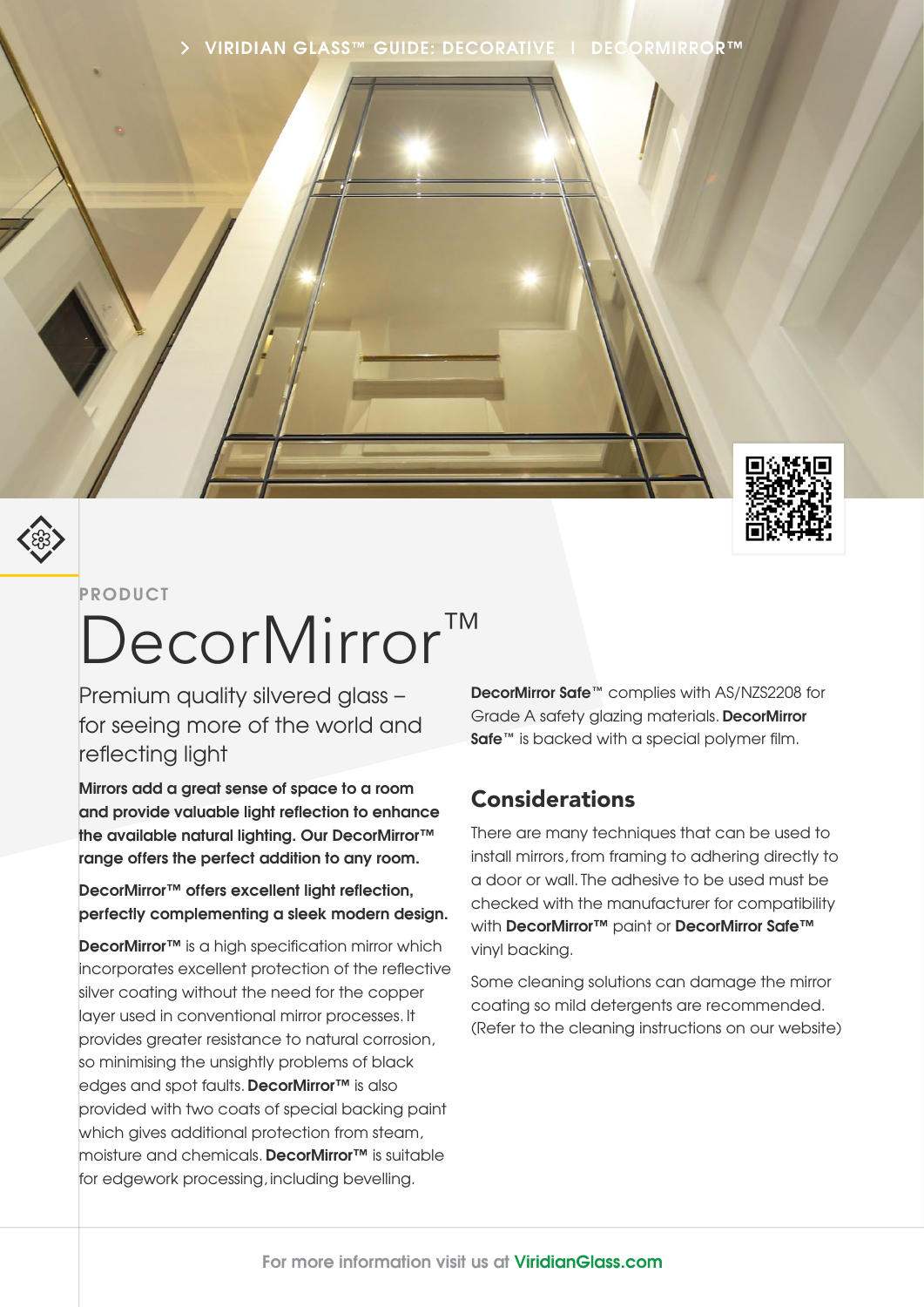PRODUCT

# DecorMirror™

Premium quality silvered glass – for seeing more of the world and reflecting light

**Mirrors add a great sense of space to a room and provide valuable light reflection to enhance the available natural lighting. Our DecorMirror™ range offers the perfect addition to any room.**

**DecorMirror™ offers excellent light reflection, perfectly complementing a sleek modern design.**

**DecorMirror™** is a high specification mirror which incorporates excellent protection of the reflective silver coating without the need for the copper layer used in conventional mirror processes. It provides greater resistance to natural corrosion, so minimising the unsightly problems of black edges and spot faults. **DecorMirror™** is also provided with two coats of special backing paint which gives additional protection from steam, moisture and chemicals. **DecorMirror™** is suitable for edgework processing, including bevelling.

**DecorMirror Safe**™ complies with AS/NZS2208 for Grade A safety glazing materials. **DecorMirror Safe**™ is backed with a special polymer film.

## Considerations

There are many techniques that can be used to install mirrors, from framing to adhering directly to a door or wall. The adhesive to be used must be checked with the manufacturer for compatibility with **DecorMirror™** paint or **DecorMirror Safe™** vinyl backing.

Some cleaning solutions can damage the mirror coating so mild detergents are recommended. (Refer to the cleaning instructions on our website)

For more information visit us at ViridianGlass.com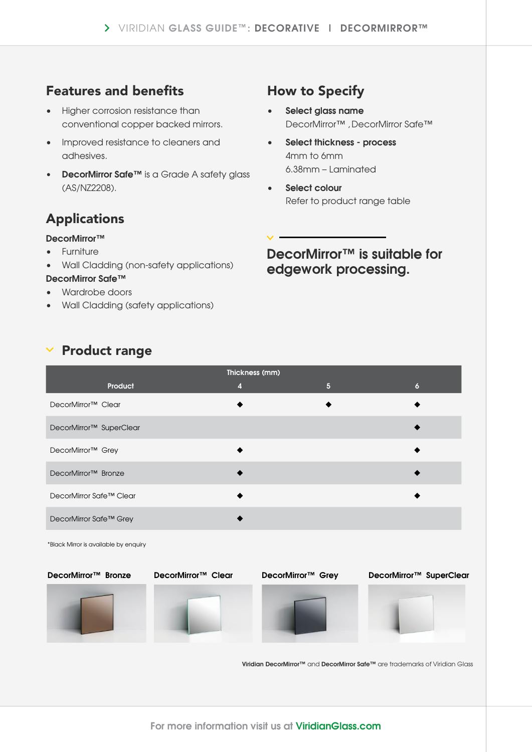## Features and benefits

- Higher corrosion resistance than conventional copper backed mirrors.
- Improved resistance to cleaners and adhesives.
- **DecorMirror Safe™** is a Grade A safety glass (AS/NZ2208).

## Applications

**DecorMirror™**

- Furniture
- Wall Cladding (non-safety applications)

**DecorMirror Safe™**

- Wardrobe doors
- Wall Cladding (safety applications)

## How to Specify

- **Select glass name**
  DecorMirror™ , DecorMirror Safe™
- **Select thickness - process**
  4mm to 6mm
  6.38mm – Laminated
- **Select colour**
  Refer to product range table

**DecorMirror™ is suitable for edgework processing.**

## Product range

| Product | Thickness (mm) 4 | 5 | 6 |
|---|---|---|---|
| DecorMirror™ Clear | ◆ | ◆ | ◆ |
| DecorMirror™ SuperClear | | | ◆ |
| DecorMirror™ Grey | ◆ | | ◆ |
| DecorMirror™ Bronze | ◆ | | ◆ |
| DecorMirror Safe™ Clear | ◆ | | ◆ |
| DecorMirror Safe™ Grey | ◆ | | |

*Black Mirror is available by enquiry

**DecorMirror™ Bronze** **DecorMirror™ Clear** **DecorMirror™ Grey** **DecorMirror™ SuperClear**

**Viridian DecorMirror™** and **DecorMirror Safe™** are trademarks of Viridian Glass

For more information visit us at **ViridianGlass.com**